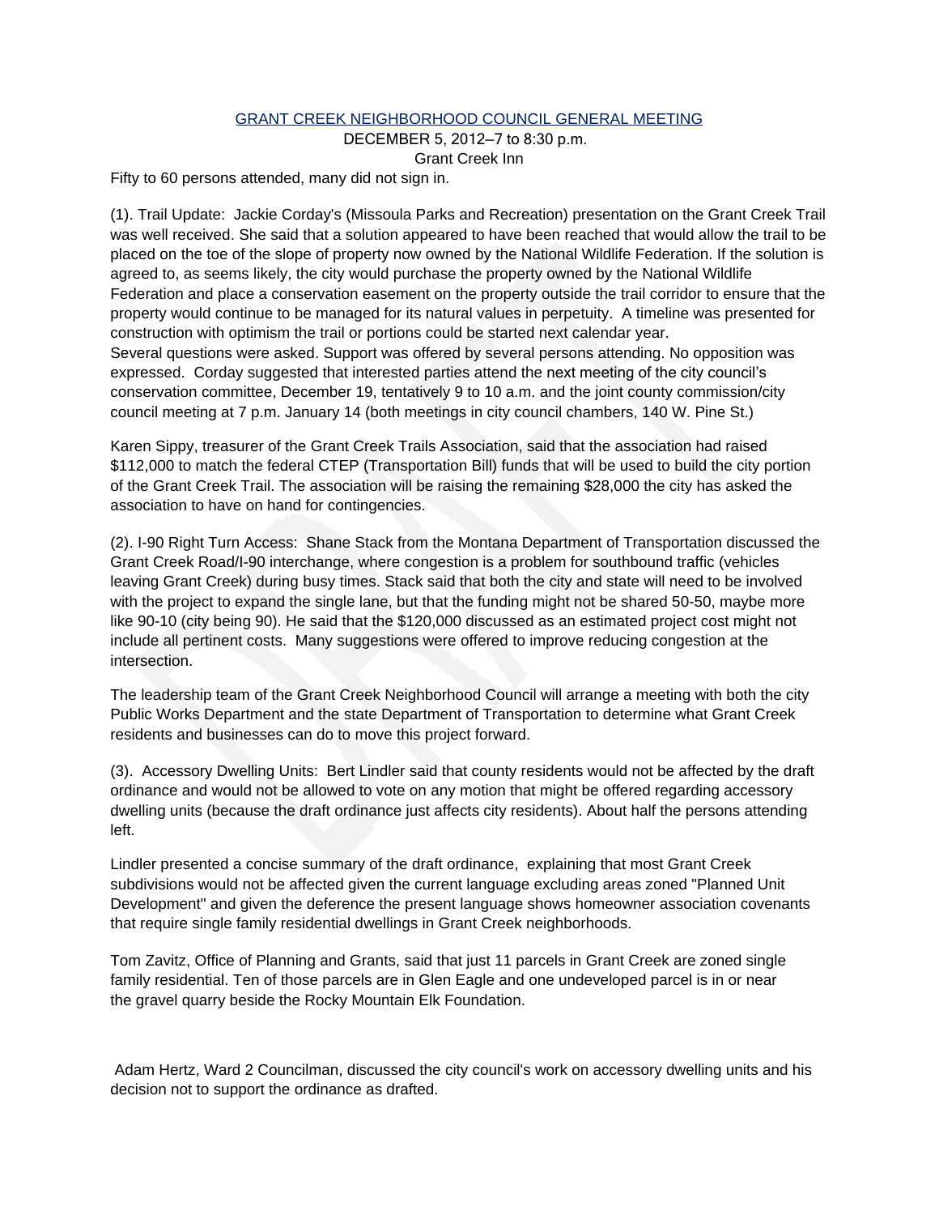# GRANT CREEK NEIGHBORHOOD COUNCIL GENERAL MEETING

DECEMBER 5, 2012–7 to 8:30 p.m.

Grant Creek Inn

Fifty to 60 persons attended, many did not sign in.

(1). Trail Update: Jackie Corday's (Missoula Parks and Recreation) presentation on the Grant Creek Trail was well received. She said that a solution appeared to have been reached that would allow the trail to be placed on the toe of the slope of property now owned by the National Wildlife Federation. If the solution is agreed to, as seems likely, the city would purchase the property owned by the National Wildlife Federation and place a conservation easement on the property outside the trail corridor to ensure that the property would continue to be managed for its natural values in perpetuity. A timeline was presented for construction with optimism the trail or portions could be started next calendar year.
Several questions were asked. Support was offered by several persons attending. No opposition was expressed. Corday suggested that interested parties attend the next meeting of the city council's conservation committee, December 19, tentatively 9 to 10 a.m. and the joint county commission/city council meeting at 7 p.m. January 14 (both meetings in city council chambers, 140 W. Pine St.)

Karen Sippy, treasurer of the Grant Creek Trails Association, said that the association had raised $112,000 to match the federal CTEP (Transportation Bill) funds that will be used to build the city portion of the Grant Creek Trail. The association will be raising the remaining $28,000 the city has asked the association to have on hand for contingencies.

(2). I-90 Right Turn Access: Shane Stack from the Montana Department of Transportation discussed the Grant Creek Road/I-90 interchange, where congestion is a problem for southbound traffic (vehicles leaving Grant Creek) during busy times. Stack said that both the city and state will need to be involved with the project to expand the single lane, but that the funding might not be shared 50-50, maybe more like 90-10 (city being 90). He said that the $120,000 discussed as an estimated project cost might not include all pertinent costs. Many suggestions were offered to improve reducing congestion at the intersection.

The leadership team of the Grant Creek Neighborhood Council will arrange a meeting with both the city Public Works Department and the state Department of Transportation to determine what Grant Creek residents and businesses can do to move this project forward.

(3). Accessory Dwelling Units: Bert Lindler said that county residents would not be affected by the draft ordinance and would not be allowed to vote on any motion that might be offered regarding accessory dwelling units (because the draft ordinance just affects city residents). About half the persons attending left.

Lindler presented a concise summary of the draft ordinance, explaining that most Grant Creek subdivisions would not be affected given the current language excluding areas zoned "Planned Unit Development" and given the deference the present language shows homeowner association covenants that require single family residential dwellings in Grant Creek neighborhoods.

Tom Zavitz, Office of Planning and Grants, said that just 11 parcels in Grant Creek are zoned single family residential. Ten of those parcels are in Glen Eagle and one undeveloped parcel is in or near the gravel quarry beside the Rocky Mountain Elk Foundation.

Adam Hertz, Ward 2 Councilman, discussed the city council's work on accessory dwelling units and his decision not to support the ordinance as drafted.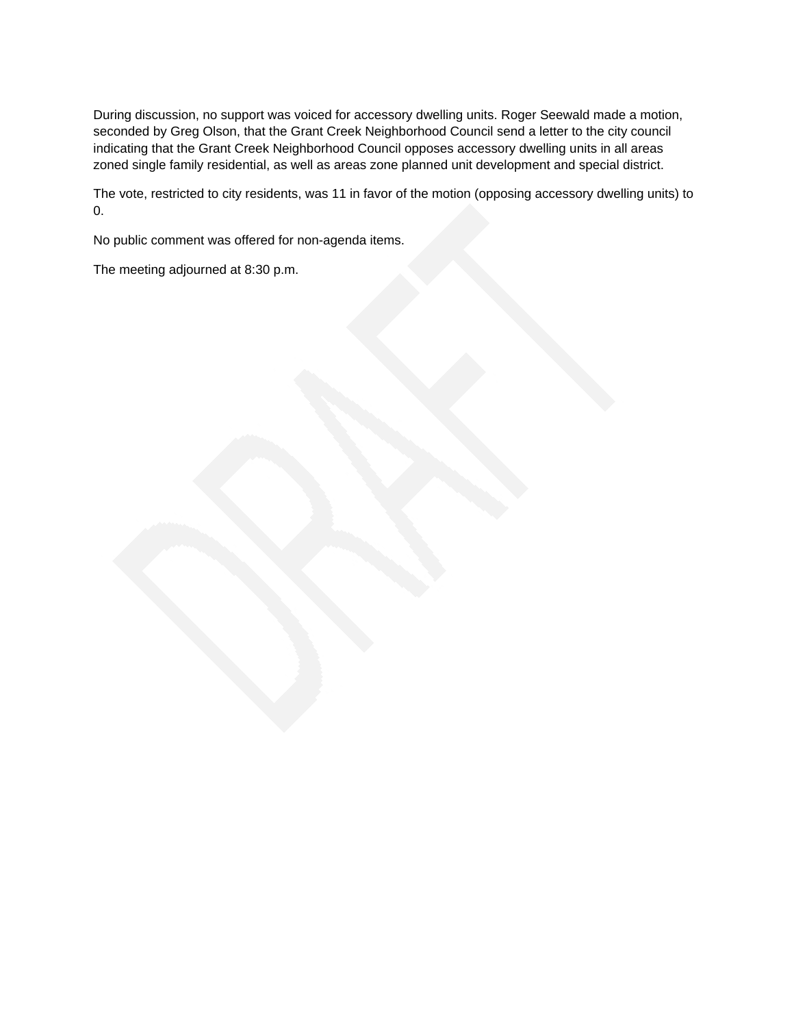During discussion, no support was voiced for accessory dwelling units. Roger Seewald made a motion, seconded by Greg Olson, that the Grant Creek Neighborhood Council send a letter to the city council indicating that the Grant Creek Neighborhood Council opposes accessory dwelling units in all areas zoned single family residential, as well as areas zone planned unit development and special district.

The vote, restricted to city residents, was 11 in favor of the motion (opposing accessory dwelling units) to 0.

No public comment was offered for non-agenda items.

The meeting adjourned at 8:30 p.m.